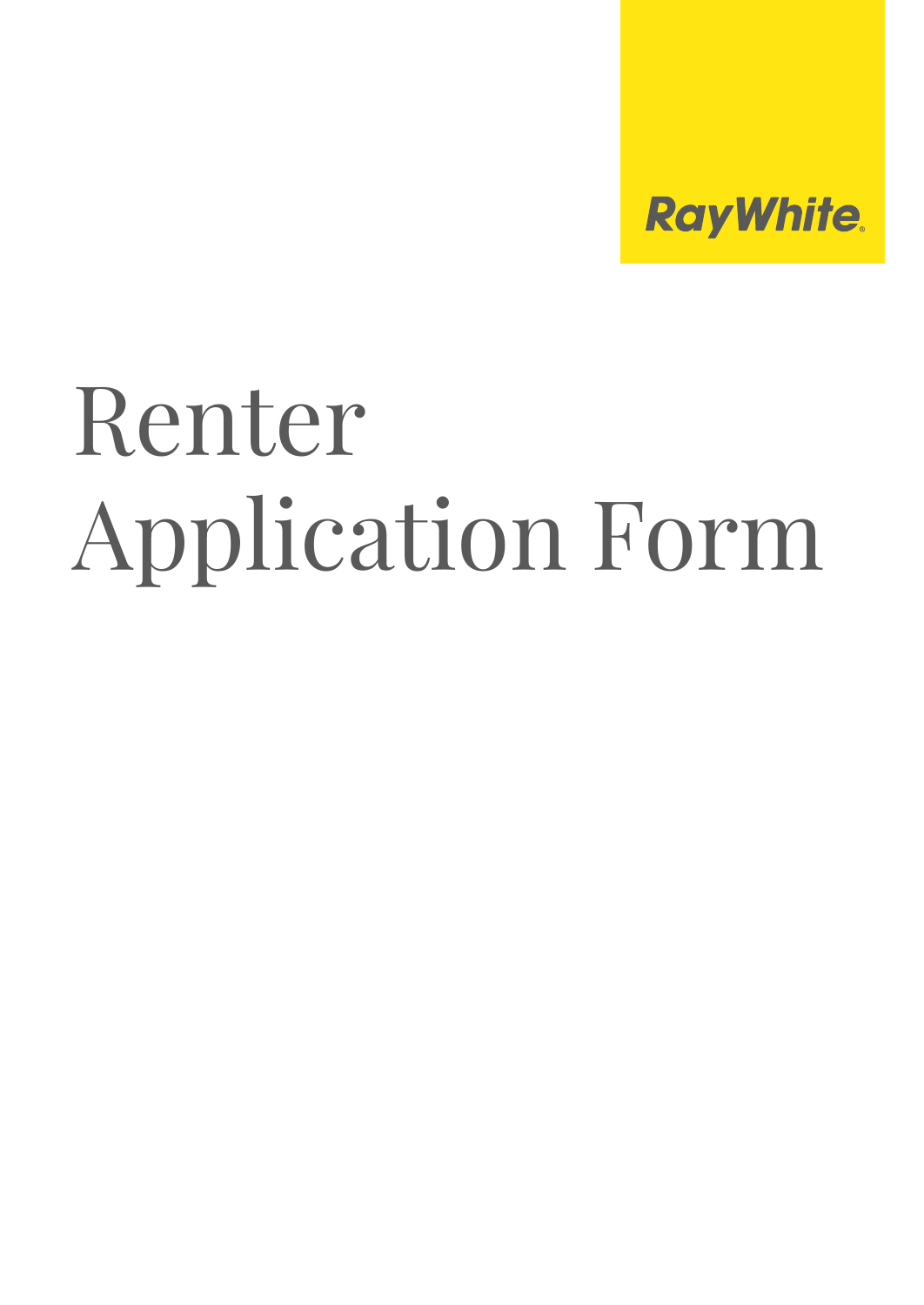Ray White

# Renter Application Form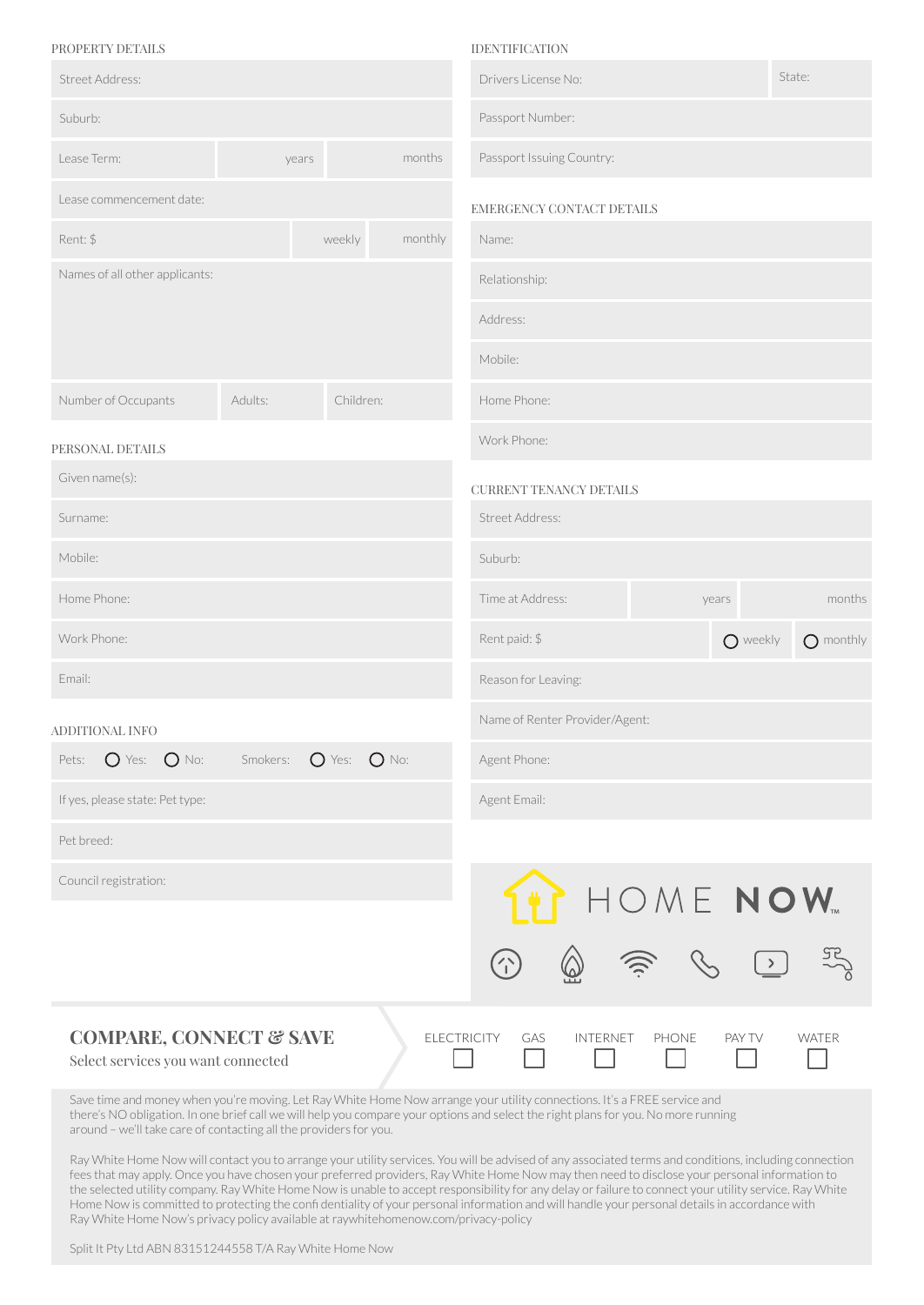## PROPERTY DETAILS

| | | |
|---|---|---|
| Street Address: | | |
| Suburb: | | |
| Lease Term: | years | months |
| Lease commencement date: | | |
| Rent: $ | weekly | monthly |
| Names of all other applicants: | | |
| Number of Occupants | Adults: | Children: |

## PERSONAL DETAILS

| |
|---|
| Given name(s): |
| Surname: |
| Mobile: |
| Home Phone: |
| Work Phone: |
| Email: |

## ADDITIONAL INFO

| |
|---|
| Pets: ◯ Yes: ◯ No: Smokers: ◯ Yes: ◯ No: |
| If yes, please state: Pet type: |
| Pet breed: |
| Council registration: |

## IDENTIFICATION

| | |
|---|---|
| Drivers License No: | State: |
| Passport Number: | |
| Passport Issuing Country: | |

## EMERGENCY CONTACT DETAILS

| |
|---|
| Name: |
| Relationship: |
| Address: |
| Mobile: |
| Home Phone: |
| Work Phone: |

## CURRENT TENANCY DETAILS

| | | |
|---|---|---|
| Street Address: | | |
| Suburb: | | |
| Time at Address: | years | months |
| Rent paid: $ | ◯ weekly | ◯ monthly |
| Reason for Leaving: | | |
| Name of Renter Provider/Agent: | | |
| Agent Phone: | | |
| Agent Email: | | |

HOME NOW™

## COMPARE, CONNECT & SAVE

Select services you want connected

ELECTRICITY ☐ GAS ☐ INTERNET ☐ PHONE ☐ PAY TV ☐ WATER ☐

Save time and money when you're moving. Let Ray White Home Now arrange your utility connections. It's a FREE service and there's NO obligation. In one brief call we will help you compare your options and select the right plans for you. No more running around – we'll take care of contacting all the providers for you.

Ray White Home Now will contact you to arrange your utility services. You will be advised of any associated terms and conditions, including connection fees that may apply. Once you have chosen your preferred providers, Ray White Home Now may then need to disclose your personal information to the selected utility company. Ray White Home Now is unable to accept responsibility for any delay or failure to connect your utility service. Ray White Home Now is committed to protecting the confidentiality of your personal information and will handle your personal details in accordance with Ray White Home Now's privacy policy available at raywhitehomenow.com/privacy-policy

Split It Pty Ltd ABN 83151244558 T/A Ray White Home Now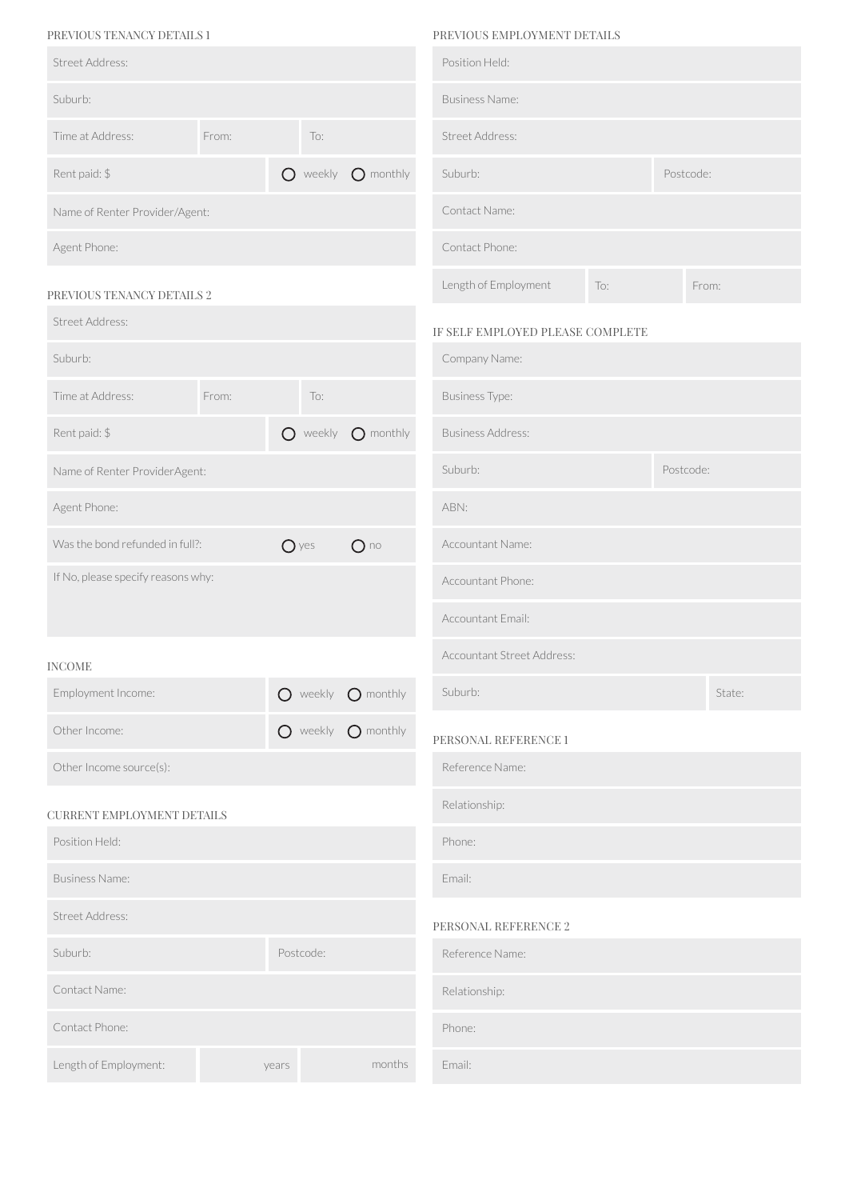## PREVIOUS TENANCY DETAILS 1

| | | |
|---|---|---|
| Street Address: | | |
| Suburb: | | |
| Time at Address: | From: | To: |
| Rent paid: $ | ○ weekly ○ monthly | |
| Name of Renter Provider/Agent: | | |
| Agent Phone: | | |

## PREVIOUS TENANCY DETAILS 2

| | | |
|---|---|---|
| Street Address: | | |
| Suburb: | | |
| Time at Address: | From: | To: |
| Rent paid: $ | ○ weekly ○ monthly | |
| Name of Renter ProviderAgent: | | |
| Agent Phone: | | |
| Was the bond refunded in full?: | ○ yes | ○ no |
| If No, please specify reasons why: | | |

## INCOME

| | |
|---|---|
| Employment Income: | ○ weekly ○ monthly |
| Other Income: | ○ weekly ○ monthly |
| Other Income source(s): | |

## CURRENT EMPLOYMENT DETAILS

| | | |
|---|---|---|
| Position Held: | | |
| Business Name: | | |
| Street Address: | | |
| Suburb: | Postcode: | |
| Contact Name: | | |
| Contact Phone: | | |
| Length of Employment: | years | months |

## PREVIOUS EMPLOYMENT DETAILS

| | | |
|---|---|---|
| Position Held: | | |
| Business Name: | | |
| Street Address: | | |
| Suburb: | Postcode: | |
| Contact Name: | | |
| Contact Phone: | | |
| Length of Employment | To: | From: |

## IF SELF EMPLOYED PLEASE COMPLETE

| | |
|---|---|
| Company Name: | |
| Business Type: | |
| Business Address: | |
| Suburb: | Postcode: |
| ABN: | |
| Accountant Name: | |
| Accountant Phone: | |
| Accountant Email: | |
| Accountant Street Address: | |
| Suburb: | State: |

## PERSONAL REFERENCE 1

| |
|---|
| Reference Name: |
| Relationship: |
| Phone: |
| Email: |

## PERSONAL REFERENCE 2

| |
|---|
| Reference Name: |
| Relationship: |
| Phone: |
| Email: |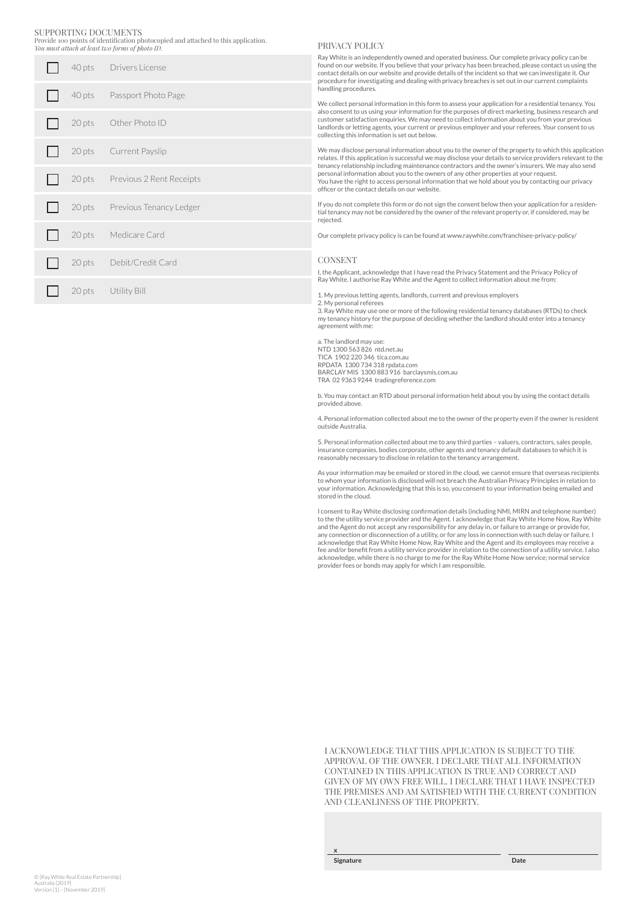## SUPPORTING DOCUMENTS

Provide 100 points of identification photocopied and attached to this application.
*You must attach at least two forms of photo ID.*

| | | |
|---|---|---|
| ☐ | 40 pts | Drivers License |
| ☐ | 40 pts | Passport Photo Page |
| ☐ | 20 pts | Other Photo ID |
| ☐ | 20 pts | Current Payslip |
| ☐ | 20 pts | Previous 2 Rent Receipts |
| ☐ | 20 pts | Previous Tenancy Ledger |
| ☐ | 20 pts | Medicare Card |
| ☐ | 20 pts | Debit/Credit Card |
| ☐ | 20 pts | Utility Bill |

## PRIVACY POLICY

Ray White is an independently owned and operated business. Our complete privacy policy can be found on our website. If you believe that your privacy has been breached, please contact us using the contact details on our website and provide details of the incident so that we can investigate it. Our procedure for investigating and dealing with privacy breaches is set out in our current complaints handling procedures.

We collect personal information in this form to assess your application for a residential tenancy. You also consent to us using your information for the purposes of direct marketing, business research and customer satisfaction enquiries. We may need to collect information about you from your previous landlords or letting agents, your current or previous employer and your referees. Your consent to us collecting this information is set out below.

We may disclose personal information about you to the owner of the property to which this application relates. If this application is successful we may disclose your details to service providers relevant to the tenancy relationship including maintenance contractors and the owner's insurers. We may also send personal information about you to the owners of any other properties at your request.
You have the right to access personal information that we hold about you by contacting our privacy officer or the contact details on our website.

If you do not complete this form or do not sign the consent below then your application for a residential tenancy may not be considered by the owner of the relevant property or, if considered, may be rejected.

Our complete privacy policy is can be found at www.raywhite.com/franchisee-privacy-policy/

## CONSENT

I, the Applicant, acknowledge that I have read the Privacy Statement and the Privacy Policy of Ray White. I authorise Ray White and the Agent to collect information about me from:

1. My previous letting agents, landlords, current and previous employers
2. My personal referees
3. Ray White may use one or more of the following residential tenancy databases (RTDs) to check my tenancy history for the purpose of deciding whether the landlord should enter into a tenancy agreement with me:

a. The landlord may use:
NTD 1300 563 826 ntd.net.au
TICA 1902 220 346 tica.com.au
RPDATA 1300 734 318 rpdata.com
BARCLAY MIS 1300 883 916 barclaysmis.com.au
TRA 02 9363 9244 tradingreference.com

b. You may contact an RTD about personal information held about you by using the contact details provided above.

4. Personal information collected about me to the owner of the property even if the owner is resident outside Australia.

5. Personal information collected about me to any third parties – valuers, contractors, sales people, insurance companies, bodies corporate, other agents and tenancy default databases to which it is reasonably necessary to disclose in relation to the tenancy arrangement.

As your information may be emailed or stored in the cloud, we cannot ensure that overseas recipients to whom your information is disclosed will not breach the Australian Privacy Principles in relation to your information. Acknowledging that this is so, you consent to your information being emailed and stored in the cloud.

I consent to Ray White disclosing confirmation details (including NMI, MIRN and telephone number) to the the utility service provider and the Agent. I acknowledge that Ray White Home Now, Ray White and the Agent do not accept any responsibility for any delay in, or failure to arrange or provide for, any connection or disconnection of a utility, or for any loss in connection with such delay or failure. I acknowledge that Ray White Home Now, Ray White and the Agent and its employees may receive a fee and/or benefit from a utility service provider in relation to the connection of a utility service. I also acknowledge, while there is no charge to me for the Ray White Home Now service; normal service provider fees or bonds may apply for which I am responsible.

I ACKNOWLEDGE THAT THIS APPLICATION IS SUBJECT TO THE APPROVAL OF THE OWNER. I DECLARE THAT ALL INFORMATION CONTAINED IN THIS APPLICATION IS TRUE AND CORRECT AND GIVEN OF MY OWN FREE WILL. I DECLARE THAT I HAVE INSPECTED THE PREMISES AND AM SATISFIED WITH THE CURRENT CONDITION AND CLEANLINESS OF THE PROPERTY.

x

**Signature** **Date**

© [Ray White Real Estate Partnership]
Australia [2019]
Version [1] – [November 2019]